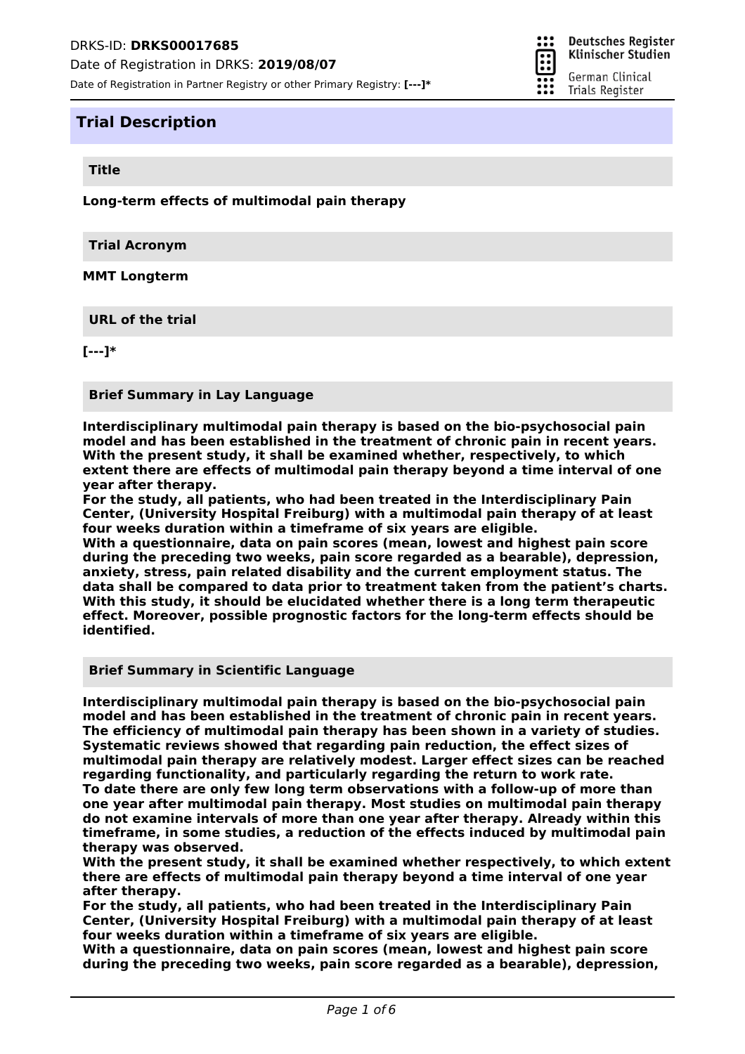DRKS-ID: **DRKS00017685**

Date of Registration in DRKS: **2019/08/07**

Date of Registration in Partner Registry or other Primary Registry: **[---]***

# Trial Description

## Title

**Long-term effects of multimodal pain therapy**

## Trial Acronym

**MMT Longterm**

## URL of the trial

**[---]***

## Brief Summary in Lay Language

**Interdisciplinary multimodal pain therapy is based on the bio-psychosocial pain model and has been established in the treatment of chronic pain in recent years. With the present study, it shall be examined whether, respectively, to which extent there are effects of multimodal pain therapy beyond a time interval of one year after therapy.**
**For the study, all patients, who had been treated in the Interdisciplinary Pain Center, (University Hospital Freiburg) with a multimodal pain therapy of at least four weeks duration within a timeframe of six years are eligible.**
**With a questionnaire, data on pain scores (mean, lowest and highest pain score during the preceding two weeks, pain score regarded as a bearable), depression, anxiety, stress, pain related disability and the current employment status. The data shall be compared to data prior to treatment taken from the patient's charts. With this study, it should be elucidated whether there is a long term therapeutic effect. Moreover, possible prognostic factors for the long-term effects should be identified.**

## Brief Summary in Scientific Language

**Interdisciplinary multimodal pain therapy is based on the bio-psychosocial pain model and has been established in the treatment of chronic pain in recent years. The efficiency of multimodal pain therapy has been shown in a variety of studies. Systematic reviews showed that regarding pain reduction, the effect sizes of multimodal pain therapy are relatively modest. Larger effect sizes can be reached regarding functionality, and particularly regarding the return to work rate.**
**To date there are only few long term observations with a follow-up of more than one year after multimodal pain therapy. Most studies on multimodal pain therapy do not examine intervals of more than one year after therapy. Already within this timeframe, in some studies, a reduction of the effects induced by multimodal pain therapy was observed.**
**With the present study, it shall be examined whether respectively, to which extent there are effects of multimodal pain therapy beyond a time interval of one year after therapy.**
**For the study, all patients, who had been treated in the Interdisciplinary Pain Center, (University Hospital Freiburg) with a multimodal pain therapy of at least four weeks duration within a timeframe of six years are eligible.**
**With a questionnaire, data on pain scores (mean, lowest and highest pain score during the preceding two weeks, pain score regarded as a bearable), depression,**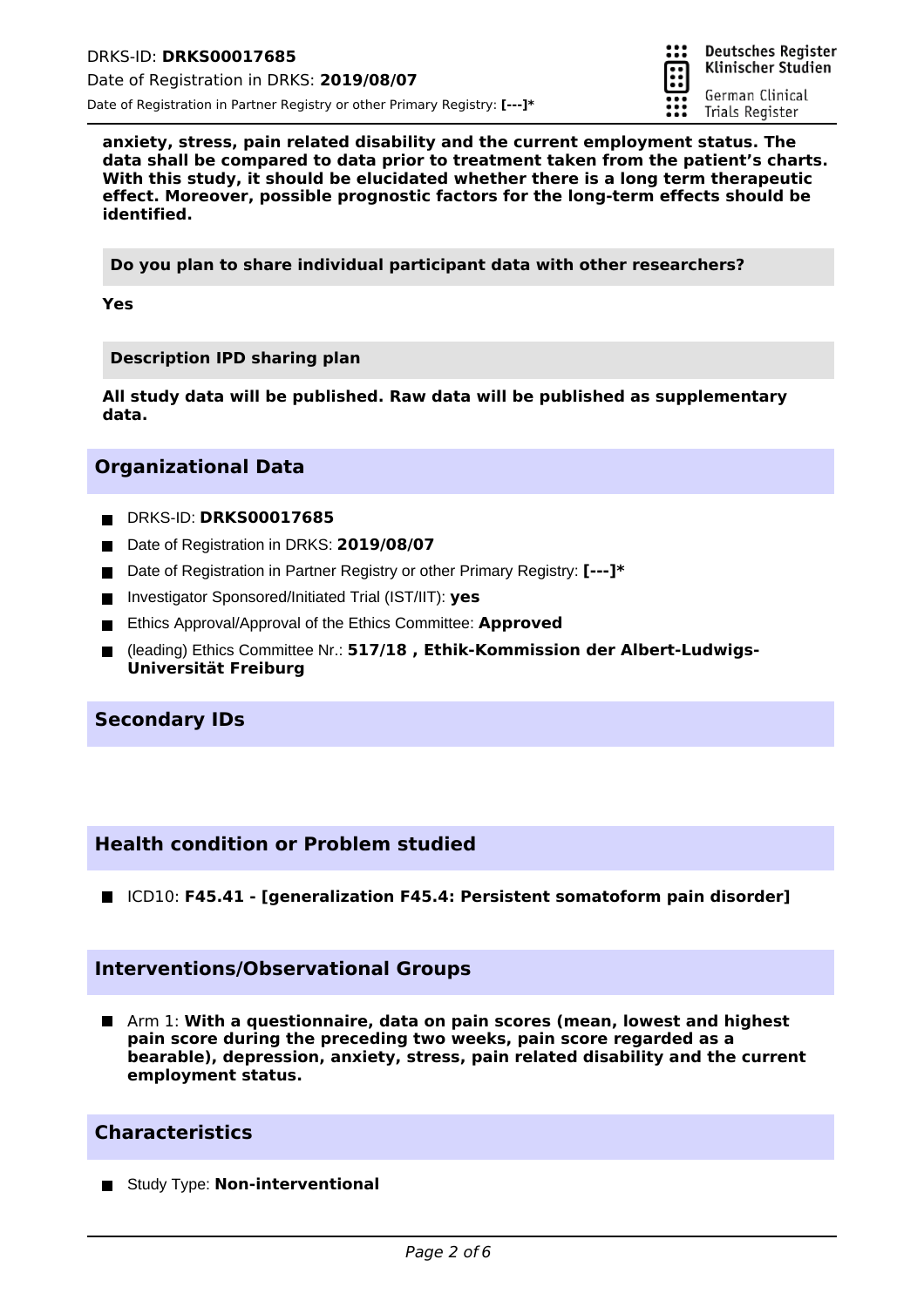**anxiety, stress, pain related disability and the current employment status. The data shall be compared to data prior to treatment taken from the patient's charts. With this study, it should be elucidated whether there is a long term therapeutic effect. Moreover, possible prognostic factors for the long-term effects should be identified.**

**Do you plan to share individual participant data with other researchers?**

**Yes**

**Description IPD sharing plan**

**All study data will be published. Raw data will be published as supplementary data.**

## Organizational Data

- DRKS-ID: **DRKS00017685**
- Date of Registration in DRKS: **2019/08/07**
- Date of Registration in Partner Registry or other Primary Registry: **[---]***
- Investigator Sponsored/Initiated Trial (IST/IIT): **yes**
- Ethics Approval/Approval of the Ethics Committee: **Approved**
- (leading) Ethics Committee Nr.: **517/18 , Ethik-Kommission der Albert-Ludwigs-Universität Freiburg**

## Secondary IDs

## Health condition or Problem studied

- ICD10: **F45.41 - [generalization F45.4: Persistent somatoform pain disorder]**

## Interventions/Observational Groups

- Arm 1: **With a questionnaire, data on pain scores (mean, lowest and highest pain score during the preceding two weeks, pain score regarded as a bearable), depression, anxiety, stress, pain related disability and the current employment status.**

## Characteristics

- Study Type: **Non-interventional**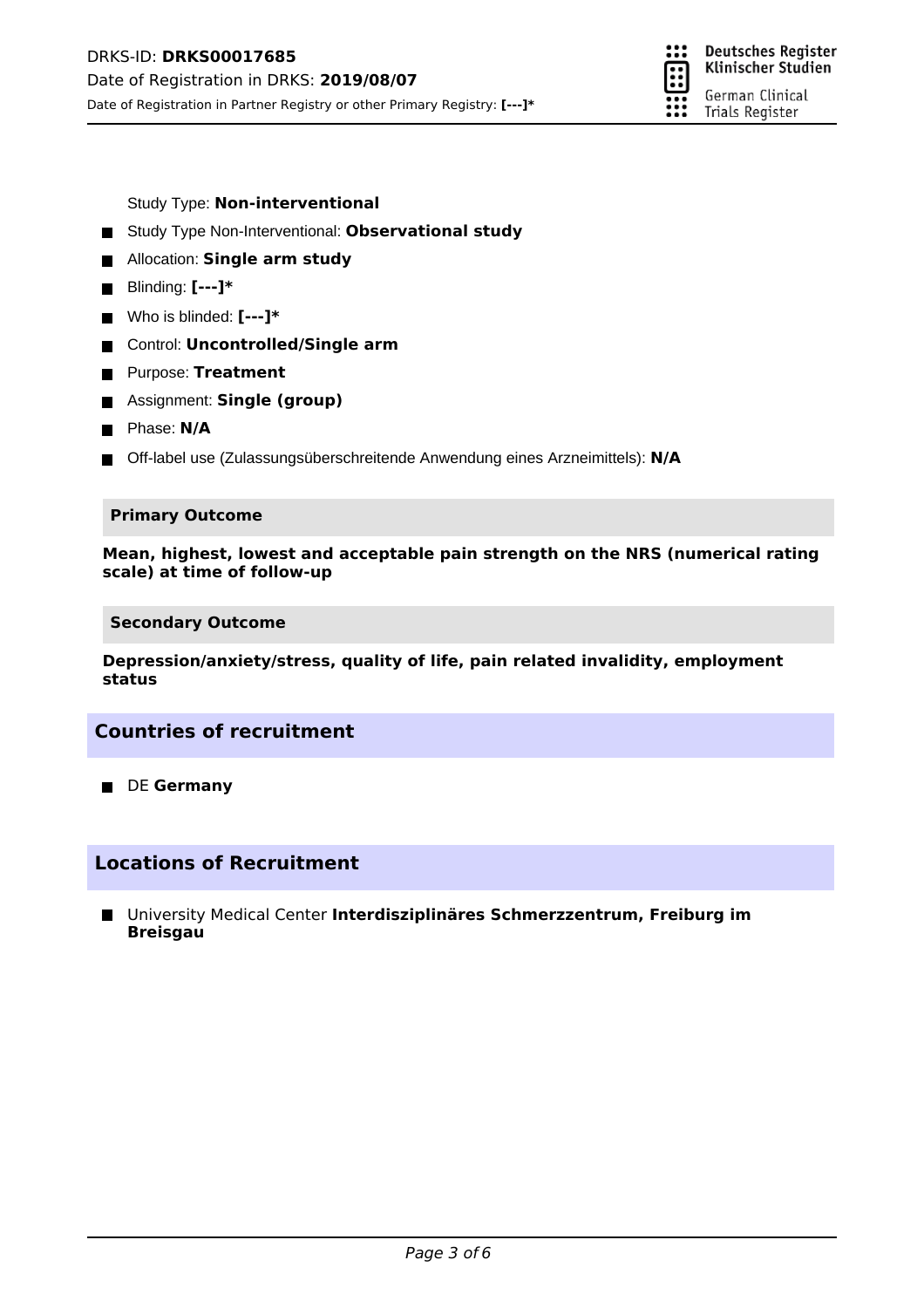Study Type: **Non-interventional**

- Study Type Non-Interventional: **Observational study**
- Allocation: **Single arm study**
- Blinding: **[---]***
- Who is blinded: **[---]***
- Control: **Uncontrolled/Single arm**
- Purpose: **Treatment**
- Assignment: **Single (group)**
- Phase: **N/A**
- Off-label use (Zulassungsüberschreitende Anwendung eines Arzneimittels): **N/A**

### Primary Outcome

**Mean, highest, lowest and acceptable pain strength on the NRS (numerical rating scale) at time of follow-up**

### Secondary Outcome

**Depression/anxiety/stress, quality of life, pain related invalidity, employment status**

## Countries of recruitment

- DE **Germany**

## Locations of Recruitment

- University Medical Center **Interdisziplinäres Schmerzzentrum, Freiburg im Breisgau**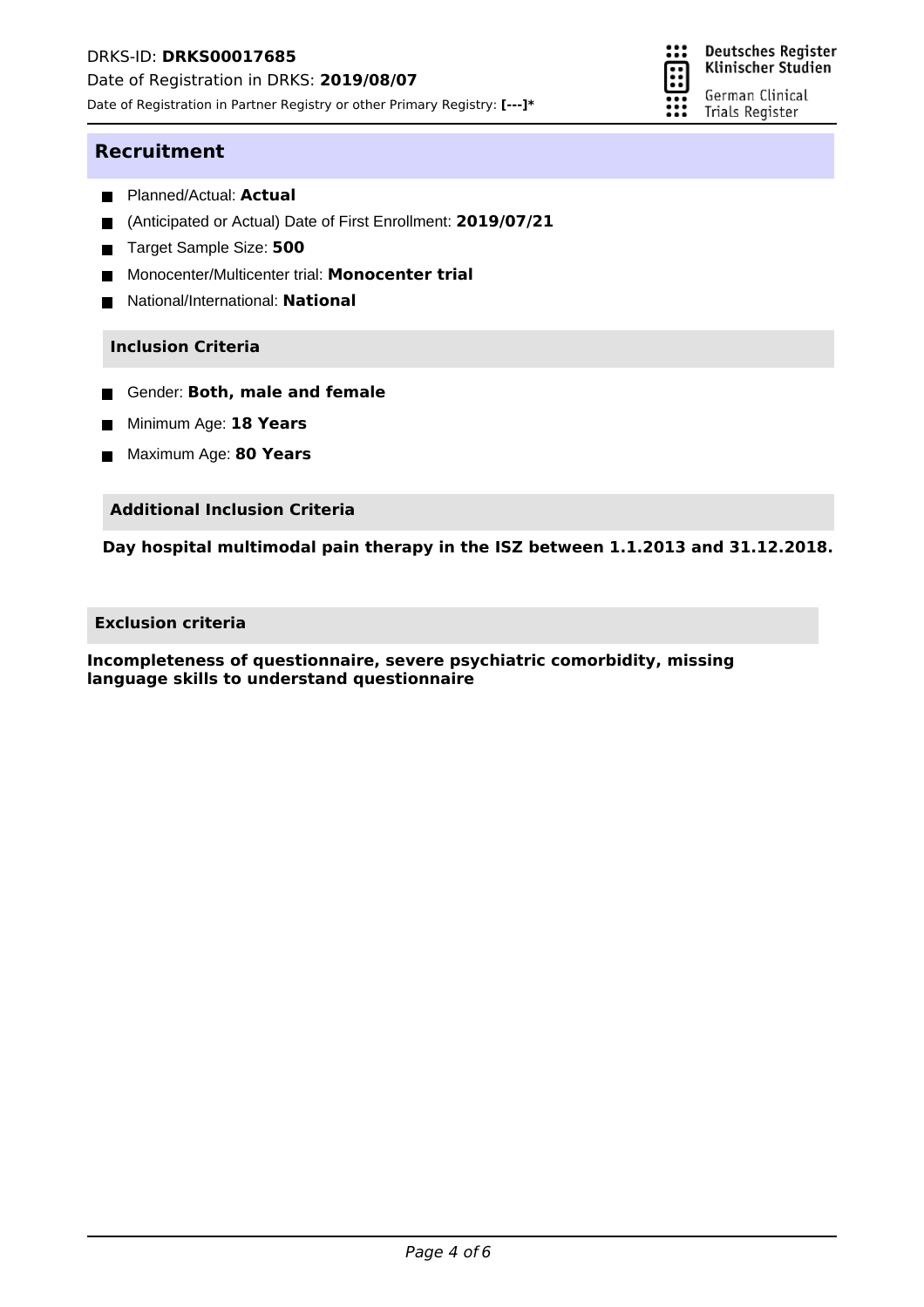## Recruitment

- Planned/Actual: **Actual**
- (Anticipated or Actual) Date of First Enrollment: **2019/07/21**
- Target Sample Size: **500**
- Monocenter/Multicenter trial: **Monocenter trial**
- National/International: **National**

### Inclusion Criteria

- Gender: **Both, male and female**
- Minimum Age: **18 Years**
- Maximum Age: **80 Years**

### Additional Inclusion Criteria

**Day hospital multimodal pain therapy in the ISZ between 1.1.2013 and 31.12.2018.**

### Exclusion criteria

**Incompleteness of questionnaire, severe psychiatric comorbidity, missing language skills to understand questionnaire**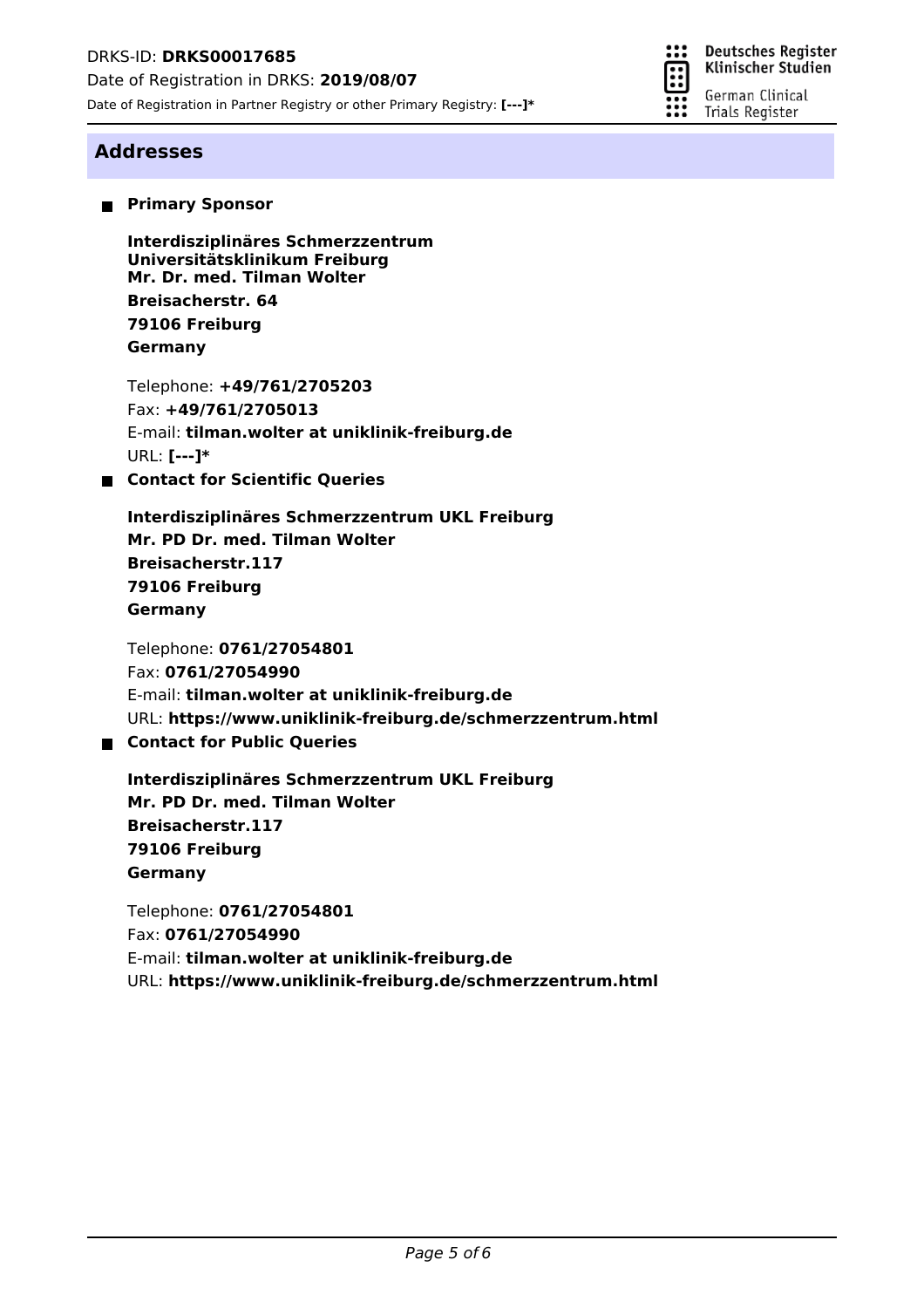## Addresses

- **Primary Sponsor**

  **Interdisziplinäres Schmerzzentrum**
  **Universitätsklinikum Freiburg**
  **Mr. Dr. med. Tilman Wolter**
  **Breisacherstr. 64**
  **79106 Freiburg**
  **Germany**

  Telephone: **+49/761/2705203**
  Fax: **+49/761/2705013**
  E-mail: **tilman.wolter at uniklinik-freiburg.de**
  URL: **[---]***

- **Contact for Scientific Queries**

  **Interdisziplinäres Schmerzzentrum UKL Freiburg**
  **Mr. PD Dr. med. Tilman Wolter**
  **Breisacherstr.117**
  **79106 Freiburg**
  **Germany**

  Telephone: **0761/27054801**
  Fax: **0761/27054990**
  E-mail: **tilman.wolter at uniklinik-freiburg.de**
  URL: **https://www.uniklinik-freiburg.de/schmerzzentrum.html**

- **Contact for Public Queries**

  **Interdisziplinäres Schmerzzentrum UKL Freiburg**
  **Mr. PD Dr. med. Tilman Wolter**
  **Breisacherstr.117**
  **79106 Freiburg**
  **Germany**

  Telephone: **0761/27054801**
  Fax: **0761/27054990**
  E-mail: **tilman.wolter at uniklinik-freiburg.de**
  URL: **https://www.uniklinik-freiburg.de/schmerzzentrum.html**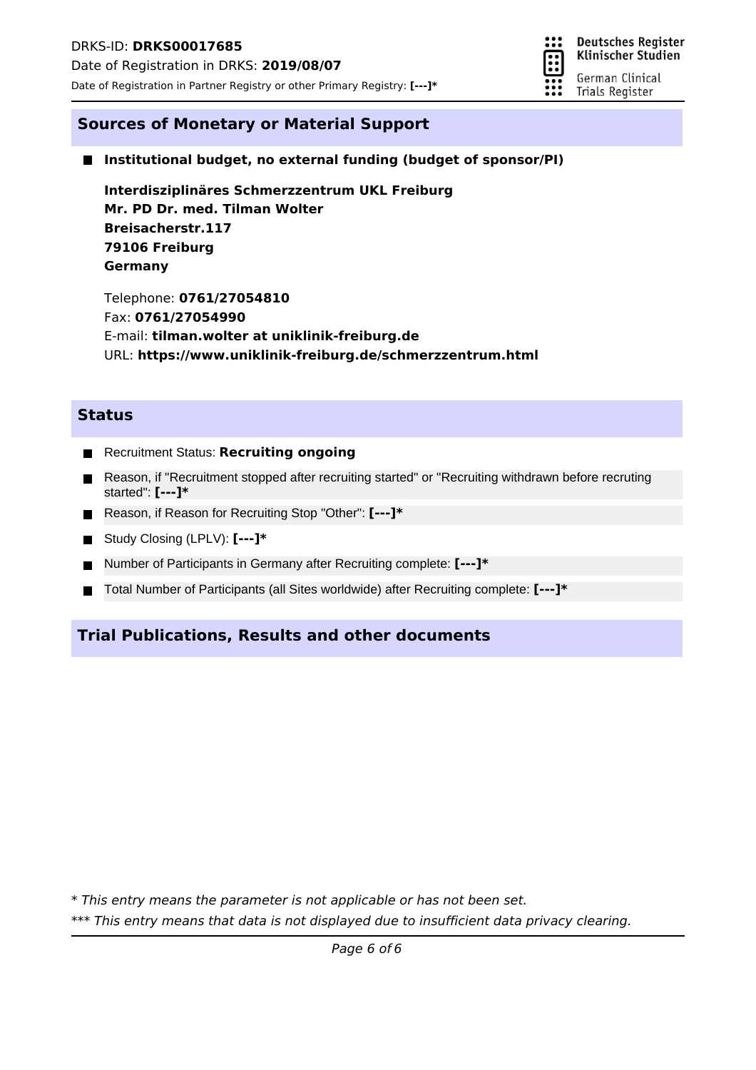## Sources of Monetary or Material Support

- **Institutional budget, no external funding (budget of sponsor/PI)**

  **Interdisziplinäres Schmerzzentrum UKL Freiburg**
  **Mr. PD Dr. med. Tilman Wolter**
  **Breisacherstr.117**
  **79106 Freiburg**
  **Germany**

  Telephone: **0761/27054810**
  Fax: **0761/27054990**
  E-mail: **tilman.wolter at uniklinik-freiburg.de**
  URL: **https://www.uniklinik-freiburg.de/schmerzzentrum.html**

## Status

- Recruitment Status: **Recruiting ongoing**
- Reason, if "Recruitment stopped after recruiting started" or "Recruiting withdrawn before recruting started": **[---]***
- Reason, if Reason for Recruiting Stop "Other": **[---]***
- Study Closing (LPLV): **[---]***
- Number of Participants in Germany after Recruiting complete: **[---]***
- Total Number of Participants (all Sites worldwide) after Recruiting complete: **[---]***

## Trial Publications, Results and other documents

*\* This entry means the parameter is not applicable or has not been set.*

*\*\*\* This entry means that data is not displayed due to insufficient data privacy clearing.*